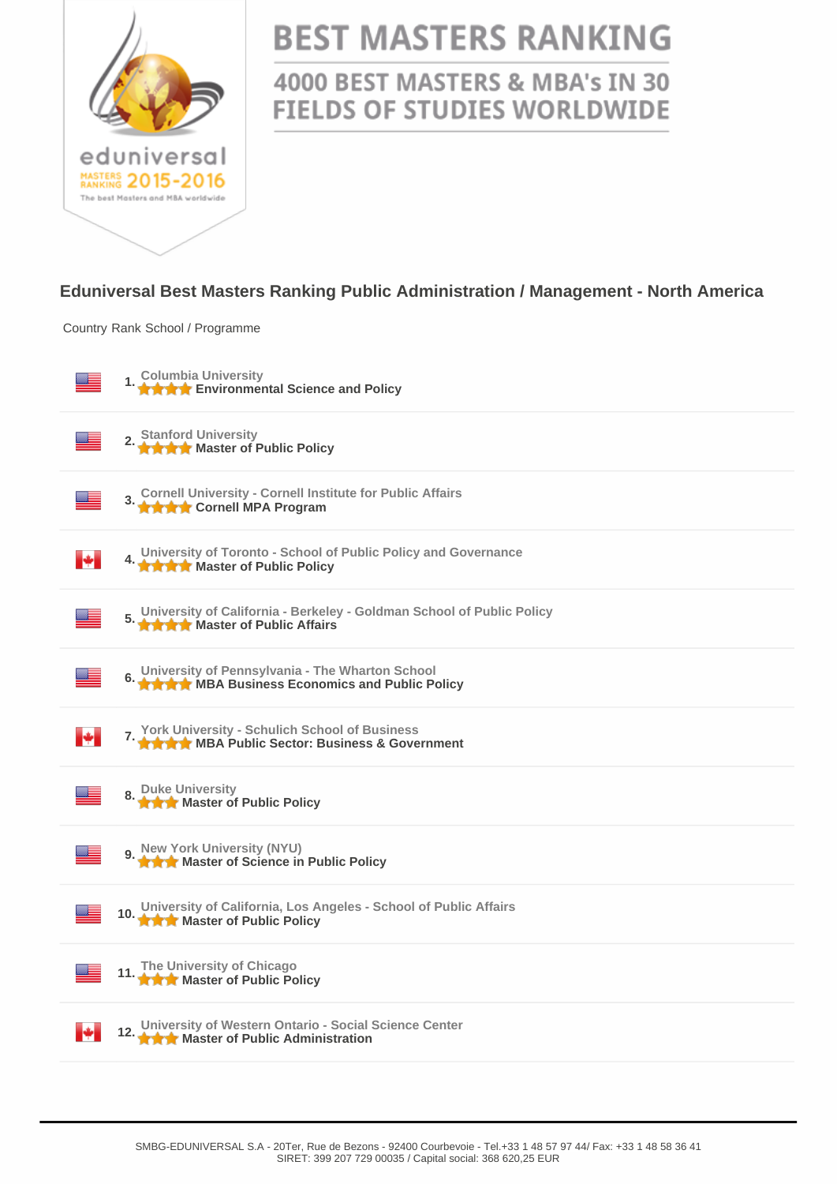# BEST MASTERS RANKING

## 4000 BEST MASTERS & MBA's IN 30 FIELDS OF STUDIES WORLDWIDE

eduniversal MASTERS RANKING 2015-2016 The best Masters and MBA worldwide

## Eduniversal Best Masters Ranking Public Administration / Management - North America

| Country | Rank | School / Programme |
|---|---|---|
| USA | 1. | Columbia University<br>★★★★ **Environmental Science and Policy** |
| USA | 2. | Stanford University<br>★★★★ **Master of Public Policy** |
| USA | 3. | Cornell University - Cornell Institute for Public Affairs<br>★★★★ **Cornell MPA Program** |
| Canada | 4. | University of Toronto - School of Public Policy and Governance<br>★★★★ **Master of Public Policy** |
| USA | 5. | University of California - Berkeley - Goldman School of Public Policy<br>★★★★ **Master of Public Affairs** |
| USA | 6. | University of Pennsylvania - The Wharton School<br>★★★★ **MBA Business Economics and Public Policy** |
| Canada | 7. | York University - Schulich School of Business<br>★★★★ **MBA Public Sector: Business & Government** |
| USA | 8. | Duke University<br>★★★ **Master of Public Policy** |
| USA | 9. | New York University (NYU)<br>★★★ **Master of Science in Public Policy** |
| USA | 10. | University of California, Los Angeles - School of Public Affairs<br>★★★ **Master of Public Policy** |
| USA | 11. | The University of Chicago<br>★★★ **Master of Public Policy** |
| Canada | 12. | University of Western Ontario - Social Science Center<br>★★★ **Master of Public Administration** |

SMBG-EDUNIVERSAL S.A - 20Ter, Rue de Bezons - 92400 Courbevoie - Tel.+33 1 48 57 97 44/ Fax: +33 1 48 58 36 41
SIRET: 399 207 729 00035 / Capital social: 368 620,25 EUR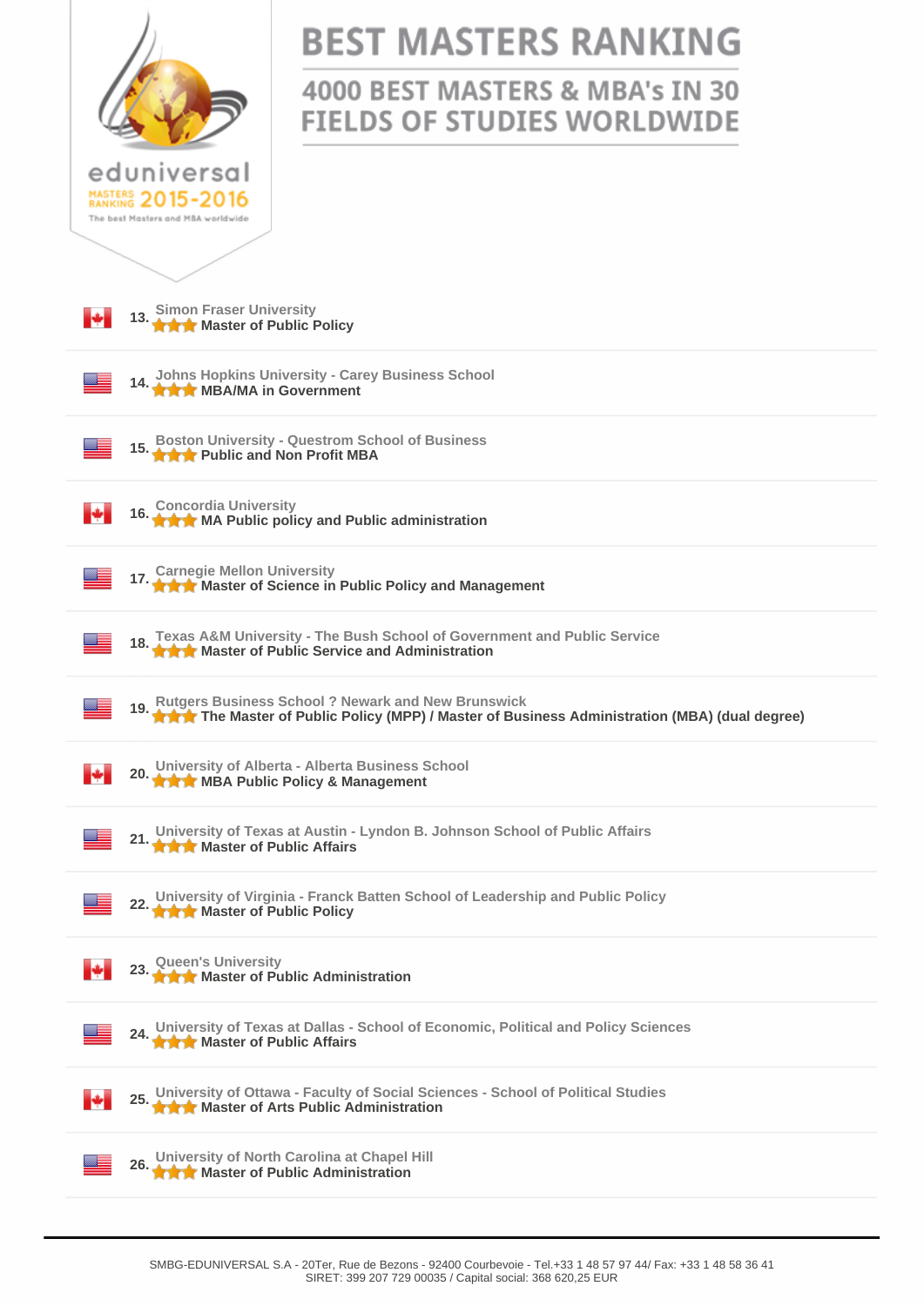# BEST MASTERS RANKING

## 4000 BEST MASTERS & MBA's IN 30 FIELDS OF STUDIES WORLDWIDE

eduniversal MASTERS RANKING 2015-2016

The best Masters and MBA worldwide

13. Simon Fraser University
**Master of Public Policy**

14. Johns Hopkins University - Carey Business School
**MBA/MA in Government**

15. Boston University - Questrom School of Business
**Public and Non Profit MBA**

16. Concordia University
**MA Public policy and Public administration**

17. Carnegie Mellon University
**Master of Science in Public Policy and Management**

18. Texas A&M University - The Bush School of Government and Public Service
**Master of Public Service and Administration**

19. Rutgers Business School ? Newark and New Brunswick
**The Master of Public Policy (MPP) / Master of Business Administration (MBA) (dual degree)**

20. University of Alberta - Alberta Business School
**MBA Public Policy & Management**

21. University of Texas at Austin - Lyndon B. Johnson School of Public Affairs
**Master of Public Affairs**

22. University of Virginia - Franck Batten School of Leadership and Public Policy
**Master of Public Policy**

23. Queen's University
**Master of Public Administration**

24. University of Texas at Dallas - School of Economic, Political and Policy Sciences
**Master of Public Affairs**

25. University of Ottawa - Faculty of Social Sciences - School of Political Studies
**Master of Arts Public Administration**

26. University of North Carolina at Chapel Hill
**Master of Public Administration**

SMBG-EDUNIVERSAL S.A - 20Ter, Rue de Bezons - 92400 Courbevoie - Tel.+33 1 48 57 97 44/ Fax: +33 1 48 58 36 41
SIRET: 399 207 729 00035 / Capital social: 368 620,25 EUR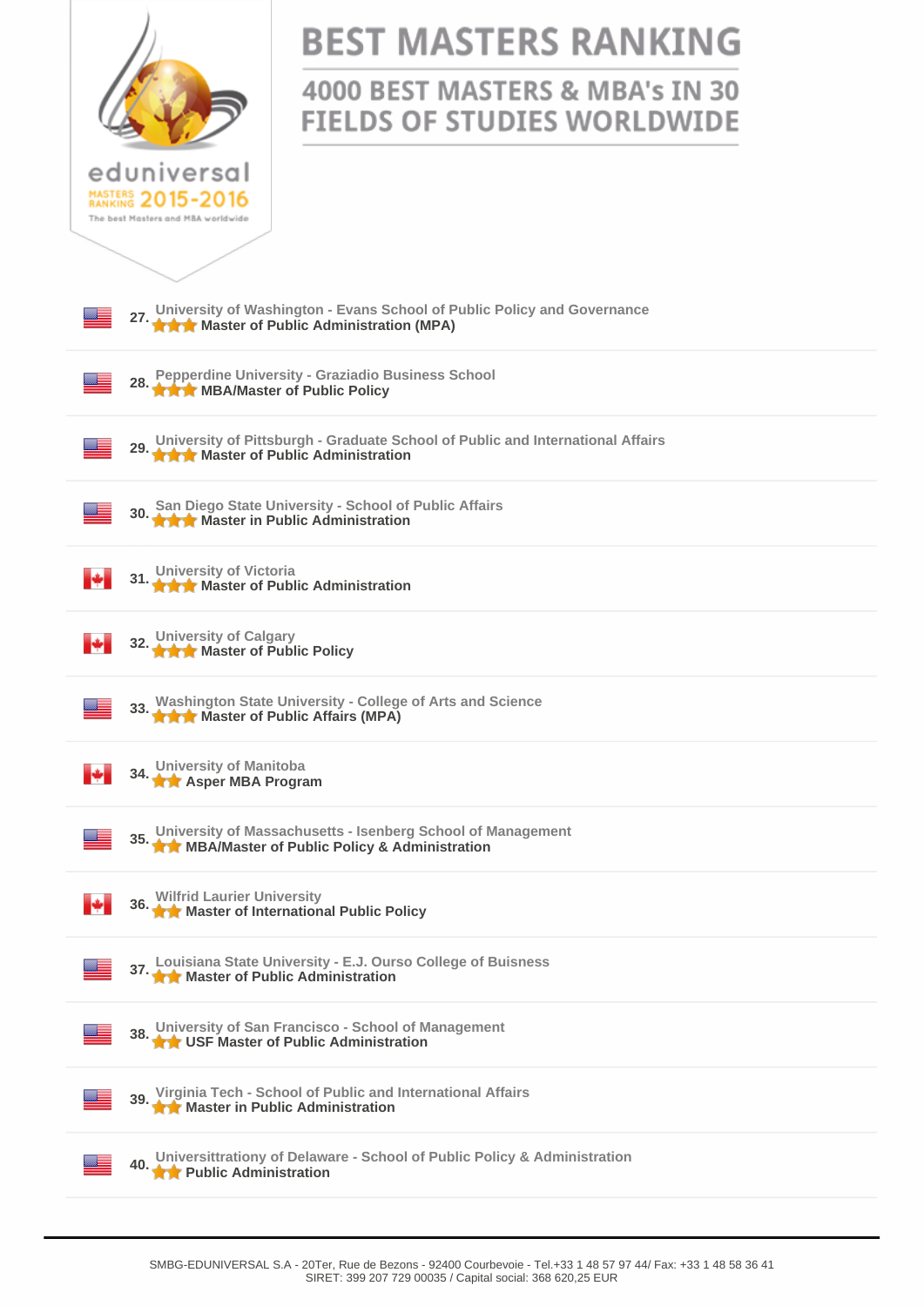# BEST MASTERS RANKING

## 4000 BEST MASTERS & MBA's IN 30 FIELDS OF STUDIES WORLDWIDE

eduniversal
MASTERS RANKING 2015-2016
The best Masters and MBA worldwide

27. University of Washington - Evans School of Public Policy and Governance
**Master of Public Administration (MPA)**

28. Pepperdine University - Graziadio Business School
**MBA/Master of Public Policy**

29. University of Pittsburgh - Graduate School of Public and International Affairs
**Master of Public Administration**

30. San Diego State University - School of Public Affairs
**Master in Public Administration**

31. University of Victoria
**Master of Public Administration**

32. University of Calgary
**Master of Public Policy**

33. Washington State University - College of Arts and Science
**Master of Public Affairs (MPA)**

34. University of Manitoba
**Asper MBA Program**

35. University of Massachusetts - Isenberg School of Management
**MBA/Master of Public Policy & Administration**

36. Wilfrid Laurier University
**Master of International Public Policy**

37. Louisiana State University - E.J. Ourso College of Buisness
**Master of Public Administration**

38. University of San Francisco - School of Management
**USF Master of Public Administration**

39. Virginia Tech - School of Public and International Affairs
**Master in Public Administration**

40. Universittrationy of Delaware - School of Public Policy & Administration
**Public Administration**

SMBG-EDUNIVERSAL S.A - 20Ter, Rue de Bezons - 92400 Courbevoie - Tel.+33 1 48 57 97 44/ Fax: +33 1 48 58 36 41
SIRET: 399 207 729 00035 / Capital social: 368 620,25 EUR